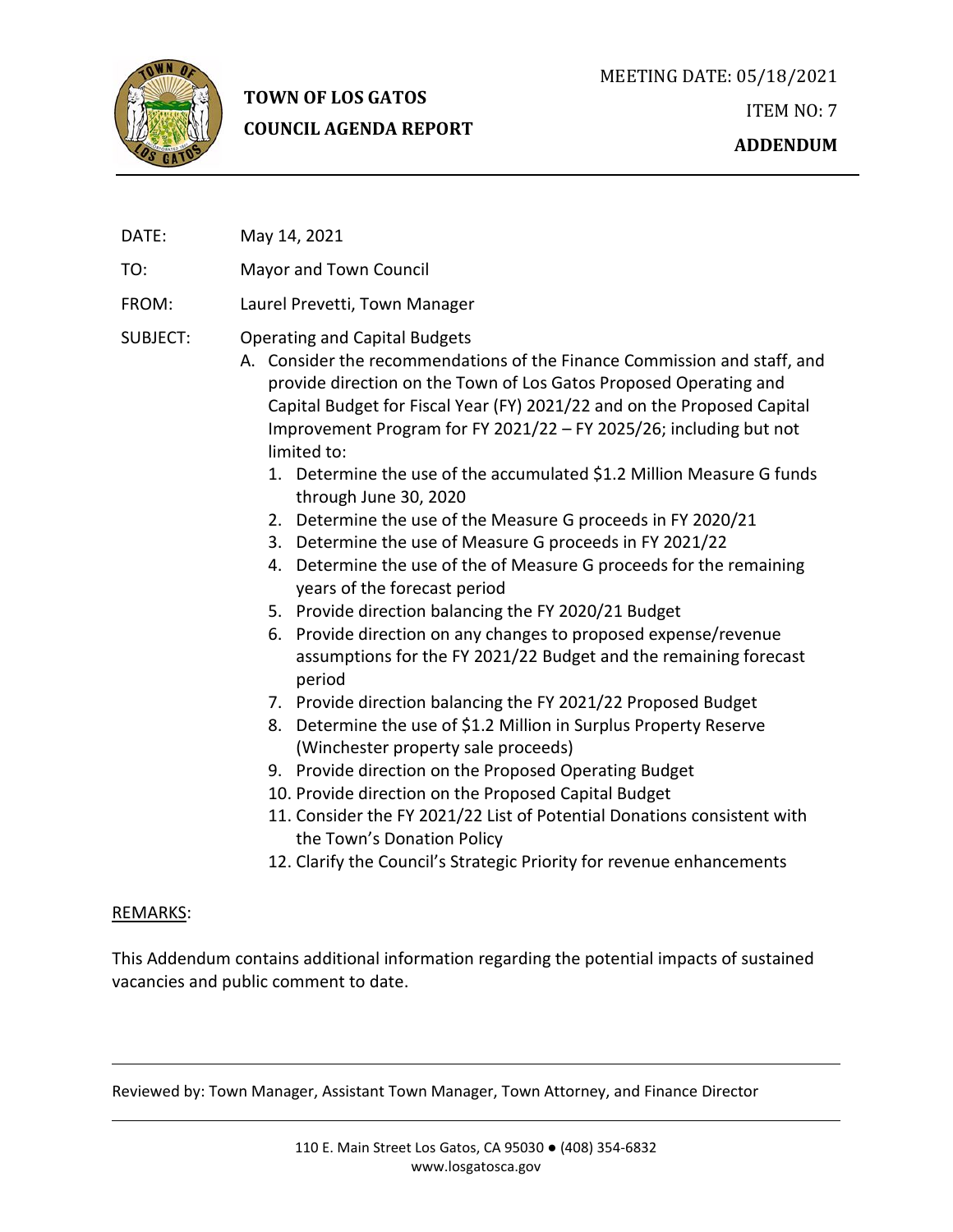**TOWN OF LOS GATOS**
**COUNCIL AGENDA REPORT**

MEETING DATE: 05/18/2021

ITEM NO: 7

**ADDENDUM**

DATE: May 14, 2021

TO: Mayor and Town Council

FROM: Laurel Prevetti, Town Manager

SUBJECT: Operating and Capital Budgets

A. Consider the recommendations of the Finance Commission and staff, and provide direction on the Town of Los Gatos Proposed Operating and Capital Budget for Fiscal Year (FY) 2021/22 and on the Proposed Capital Improvement Program for FY 2021/22 – FY 2025/26; including but not limited to:

1. Determine the use of the accumulated $1.2 Million Measure G funds through June 30, 2020
2. Determine the use of the Measure G proceeds in FY 2020/21
3. Determine the use of Measure G proceeds in FY 2021/22
4. Determine the use of the of Measure G proceeds for the remaining years of the forecast period
5. Provide direction balancing the FY 2020/21 Budget
6. Provide direction on any changes to proposed expense/revenue assumptions for the FY 2021/22 Budget and the remaining forecast period
7. Provide direction balancing the FY 2021/22 Proposed Budget
8. Determine the use of $1.2 Million in Surplus Property Reserve (Winchester property sale proceeds)
9. Provide direction on the Proposed Operating Budget
10. Provide direction on the Proposed Capital Budget
11. Consider the FY 2021/22 List of Potential Donations consistent with the Town's Donation Policy
12. Clarify the Council's Strategic Priority for revenue enhancements

REMARKS:

This Addendum contains additional information regarding the potential impacts of sustained vacancies and public comment to date.

Reviewed by: Town Manager, Assistant Town Manager, Town Attorney, and Finance Director

110 E. Main Street Los Gatos, CA 95030 ● (408) 354-6832
www.losgatosca.gov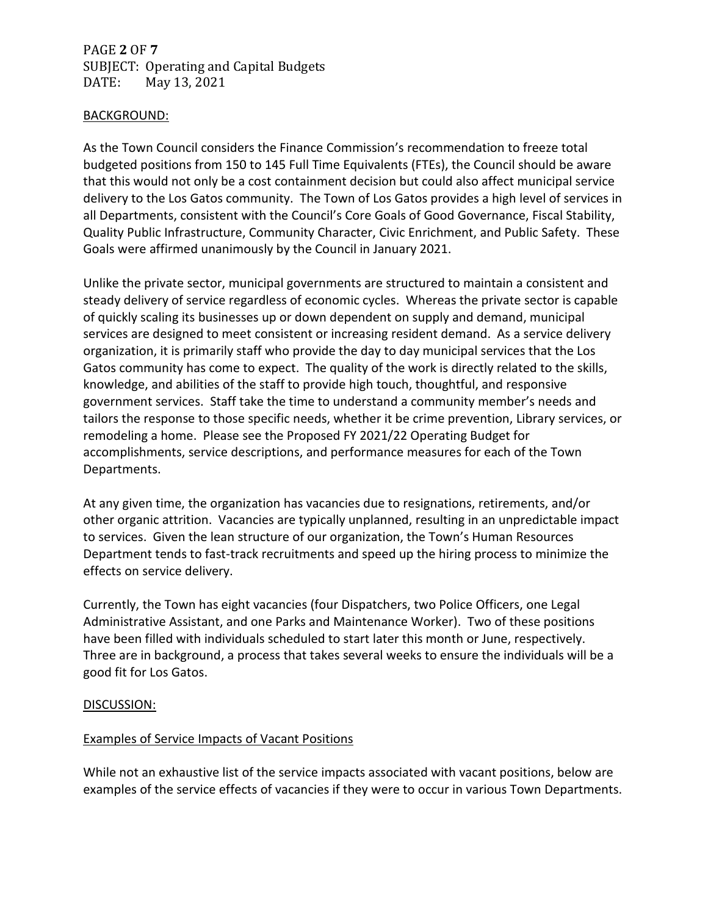BACKGROUND:

As the Town Council considers the Finance Commission's recommendation to freeze total budgeted positions from 150 to 145 Full Time Equivalents (FTEs), the Council should be aware that this would not only be a cost containment decision but could also affect municipal service delivery to the Los Gatos community. The Town of Los Gatos provides a high level of services in all Departments, consistent with the Council's Core Goals of Good Governance, Fiscal Stability, Quality Public Infrastructure, Community Character, Civic Enrichment, and Public Safety. These Goals were affirmed unanimously by the Council in January 2021.

Unlike the private sector, municipal governments are structured to maintain a consistent and steady delivery of service regardless of economic cycles. Whereas the private sector is capable of quickly scaling its businesses up or down dependent on supply and demand, municipal services are designed to meet consistent or increasing resident demand. As a service delivery organization, it is primarily staff who provide the day to day municipal services that the Los Gatos community has come to expect. The quality of the work is directly related to the skills, knowledge, and abilities of the staff to provide high touch, thoughtful, and responsive government services. Staff take the time to understand a community member's needs and tailors the response to those specific needs, whether it be crime prevention, Library services, or remodeling a home. Please see the Proposed FY 2021/22 Operating Budget for accomplishments, service descriptions, and performance measures for each of the Town Departments.

At any given time, the organization has vacancies due to resignations, retirements, and/or other organic attrition. Vacancies are typically unplanned, resulting in an unpredictable impact to services. Given the lean structure of our organization, the Town's Human Resources Department tends to fast-track recruitments and speed up the hiring process to minimize the effects on service delivery.

Currently, the Town has eight vacancies (four Dispatchers, two Police Officers, one Legal Administrative Assistant, and one Parks and Maintenance Worker). Two of these positions have been filled with individuals scheduled to start later this month or June, respectively. Three are in background, a process that takes several weeks to ensure the individuals will be a good fit for Los Gatos.

DISCUSSION:

Examples of Service Impacts of Vacant Positions

While not an exhaustive list of the service impacts associated with vacant positions, below are examples of the service effects of vacancies if they were to occur in various Town Departments.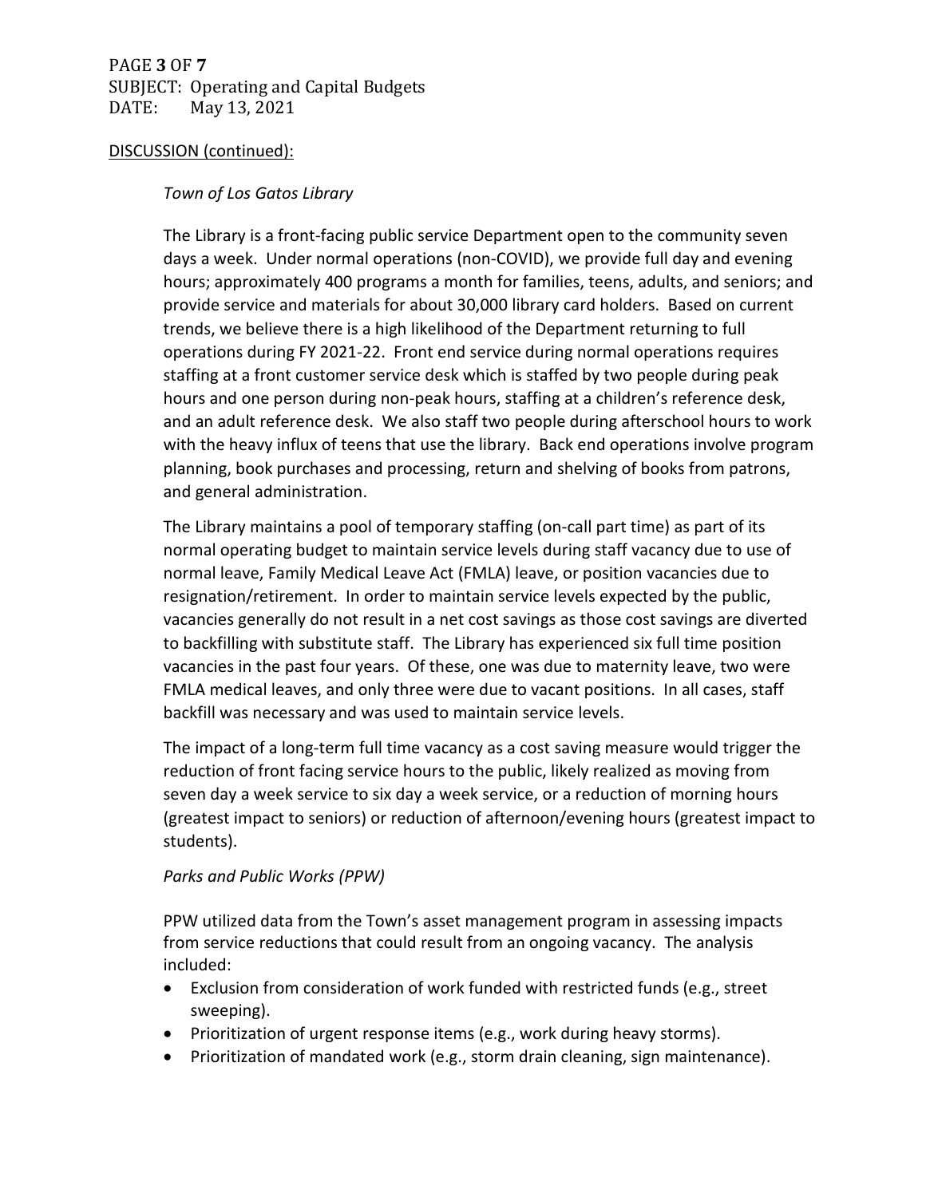DISCUSSION (continued):

*Town of Los Gatos Library*

The Library is a front-facing public service Department open to the community seven days a week. Under normal operations (non-COVID), we provide full day and evening hours; approximately 400 programs a month for families, teens, adults, and seniors; and provide service and materials for about 30,000 library card holders. Based on current trends, we believe there is a high likelihood of the Department returning to full operations during FY 2021-22. Front end service during normal operations requires staffing at a front customer service desk which is staffed by two people during peak hours and one person during non-peak hours, staffing at a children's reference desk, and an adult reference desk. We also staff two people during afterschool hours to work with the heavy influx of teens that use the library. Back end operations involve program planning, book purchases and processing, return and shelving of books from patrons, and general administration.

The Library maintains a pool of temporary staffing (on-call part time) as part of its normal operating budget to maintain service levels during staff vacancy due to use of normal leave, Family Medical Leave Act (FMLA) leave, or position vacancies due to resignation/retirement. In order to maintain service levels expected by the public, vacancies generally do not result in a net cost savings as those cost savings are diverted to backfilling with substitute staff. The Library has experienced six full time position vacancies in the past four years. Of these, one was due to maternity leave, two were FMLA medical leaves, and only three were due to vacant positions. In all cases, staff backfill was necessary and was used to maintain service levels.

The impact of a long-term full time vacancy as a cost saving measure would trigger the reduction of front facing service hours to the public, likely realized as moving from seven day a week service to six day a week service, or a reduction of morning hours (greatest impact to seniors) or reduction of afternoon/evening hours (greatest impact to students).

*Parks and Public Works (PPW)*

PPW utilized data from the Town's asset management program in assessing impacts from service reductions that could result from an ongoing vacancy. The analysis included:

- Exclusion from consideration of work funded with restricted funds (e.g., street sweeping).
- Prioritization of urgent response items (e.g., work during heavy storms).
- Prioritization of mandated work (e.g., storm drain cleaning, sign maintenance).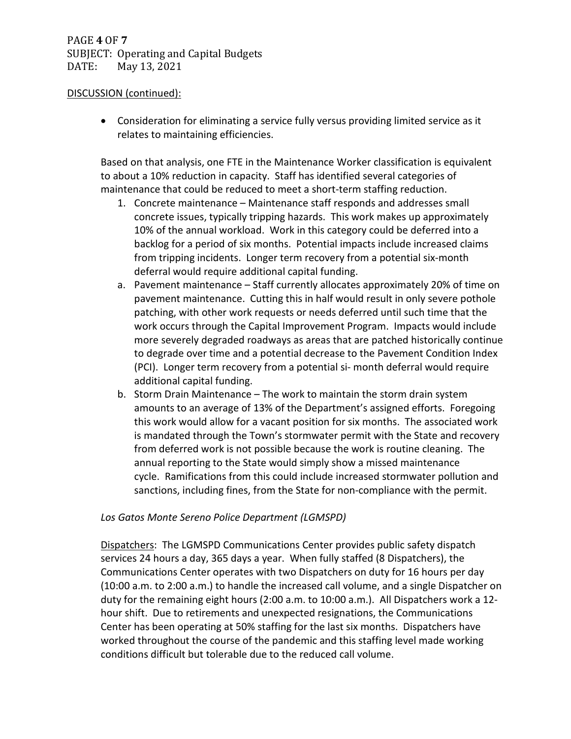DISCUSSION (continued):

- Consideration for eliminating a service fully versus providing limited service as it relates to maintaining efficiencies.

Based on that analysis, one FTE in the Maintenance Worker classification is equivalent to about a 10% reduction in capacity. Staff has identified several categories of maintenance that could be reduced to meet a short-term staffing reduction.

1. Concrete maintenance – Maintenance staff responds and addresses small concrete issues, typically tripping hazards. This work makes up approximately 10% of the annual workload. Work in this category could be deferred into a backlog for a period of six months. Potential impacts include increased claims from tripping incidents. Longer term recovery from a potential six-month deferral would require additional capital funding.

a. Pavement maintenance – Staff currently allocates approximately 20% of time on pavement maintenance. Cutting this in half would result in only severe pothole patching, with other work requests or needs deferred until such time that the work occurs through the Capital Improvement Program. Impacts would include more severely degraded roadways as areas that are patched historically continue to degrade over time and a potential decrease to the Pavement Condition Index (PCI). Longer term recovery from a potential si- month deferral would require additional capital funding.

b. Storm Drain Maintenance – The work to maintain the storm drain system amounts to an average of 13% of the Department's assigned efforts. Foregoing this work would allow for a vacant position for six months. The associated work is mandated through the Town's stormwater permit with the State and recovery from deferred work is not possible because the work is routine cleaning. The annual reporting to the State would simply show a missed maintenance cycle. Ramifications from this could include increased stormwater pollution and sanctions, including fines, from the State for non-compliance with the permit.

*Los Gatos Monte Sereno Police Department (LGMSPD)*

Dispatchers: The LGMSPD Communications Center provides public safety dispatch services 24 hours a day, 365 days a year. When fully staffed (8 Dispatchers), the Communications Center operates with two Dispatchers on duty for 16 hours per day (10:00 a.m. to 2:00 a.m.) to handle the increased call volume, and a single Dispatcher on duty for the remaining eight hours (2:00 a.m. to 10:00 a.m.). All Dispatchers work a 12-hour shift. Due to retirements and unexpected resignations, the Communications Center has been operating at 50% staffing for the last six months. Dispatchers have worked throughout the course of the pandemic and this staffing level made working conditions difficult but tolerable due to the reduced call volume.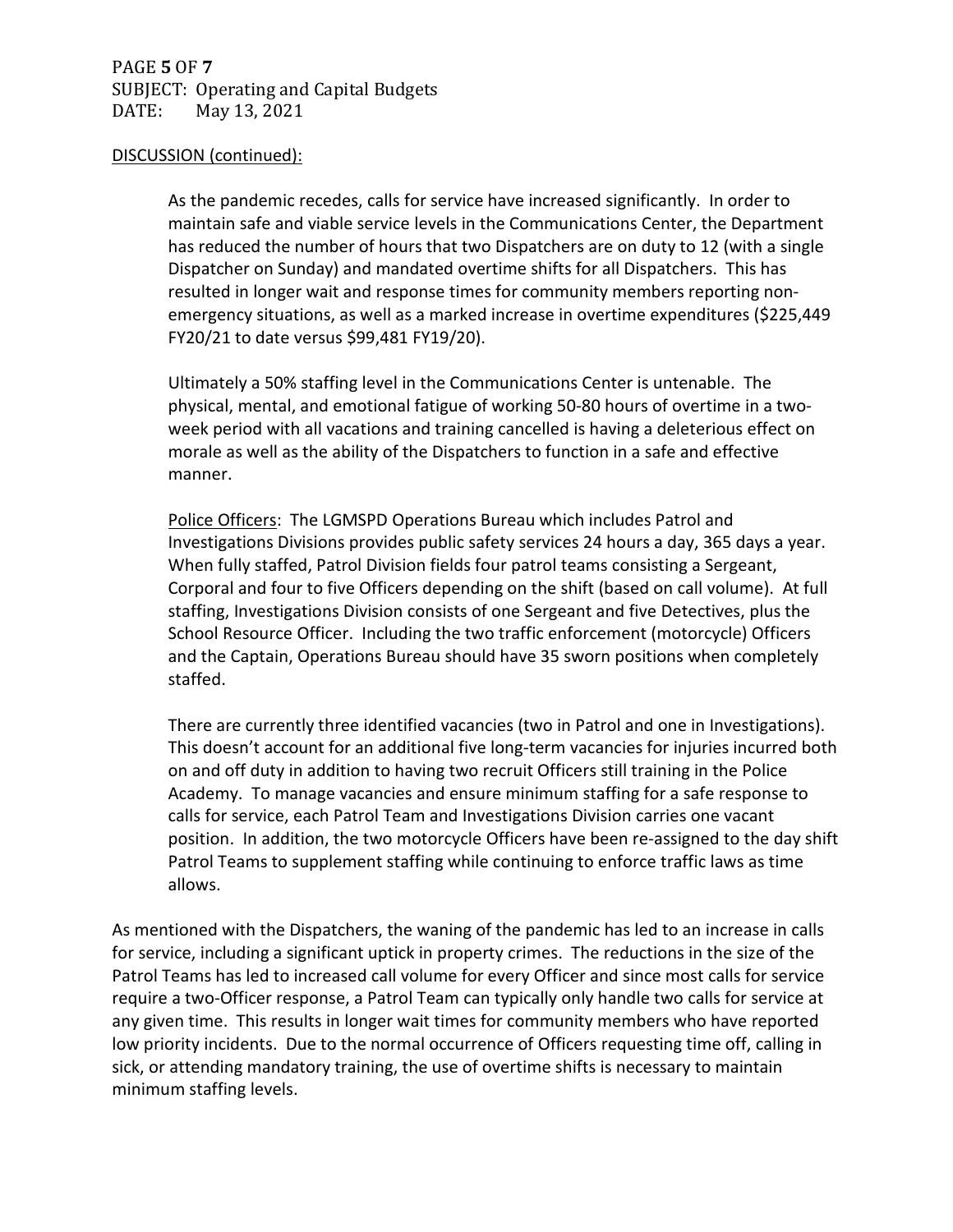DISCUSSION (continued):

As the pandemic recedes, calls for service have increased significantly. In order to maintain safe and viable service levels in the Communications Center, the Department has reduced the number of hours that two Dispatchers are on duty to 12 (with a single Dispatcher on Sunday) and mandated overtime shifts for all Dispatchers. This has resulted in longer wait and response times for community members reporting non-emergency situations, as well as a marked increase in overtime expenditures ($225,449 FY20/21 to date versus $99,481 FY19/20).

Ultimately a 50% staffing level in the Communications Center is untenable. The physical, mental, and emotional fatigue of working 50-80 hours of overtime in a two-week period with all vacations and training cancelled is having a deleterious effect on morale as well as the ability of the Dispatchers to function in a safe and effective manner.

Police Officers: The LGMSPD Operations Bureau which includes Patrol and Investigations Divisions provides public safety services 24 hours a day, 365 days a year. When fully staffed, Patrol Division fields four patrol teams consisting a Sergeant, Corporal and four to five Officers depending on the shift (based on call volume). At full staffing, Investigations Division consists of one Sergeant and five Detectives, plus the School Resource Officer. Including the two traffic enforcement (motorcycle) Officers and the Captain, Operations Bureau should have 35 sworn positions when completely staffed.

There are currently three identified vacancies (two in Patrol and one in Investigations). This doesn't account for an additional five long-term vacancies for injuries incurred both on and off duty in addition to having two recruit Officers still training in the Police Academy. To manage vacancies and ensure minimum staffing for a safe response to calls for service, each Patrol Team and Investigations Division carries one vacant position. In addition, the two motorcycle Officers have been re-assigned to the day shift Patrol Teams to supplement staffing while continuing to enforce traffic laws as time allows.

As mentioned with the Dispatchers, the waning of the pandemic has led to an increase in calls for service, including a significant uptick in property crimes. The reductions in the size of the Patrol Teams has led to increased call volume for every Officer and since most calls for service require a two-Officer response, a Patrol Team can typically only handle two calls for service at any given time. This results in longer wait times for community members who have reported low priority incidents. Due to the normal occurrence of Officers requesting time off, calling in sick, or attending mandatory training, the use of overtime shifts is necessary to maintain minimum staffing levels.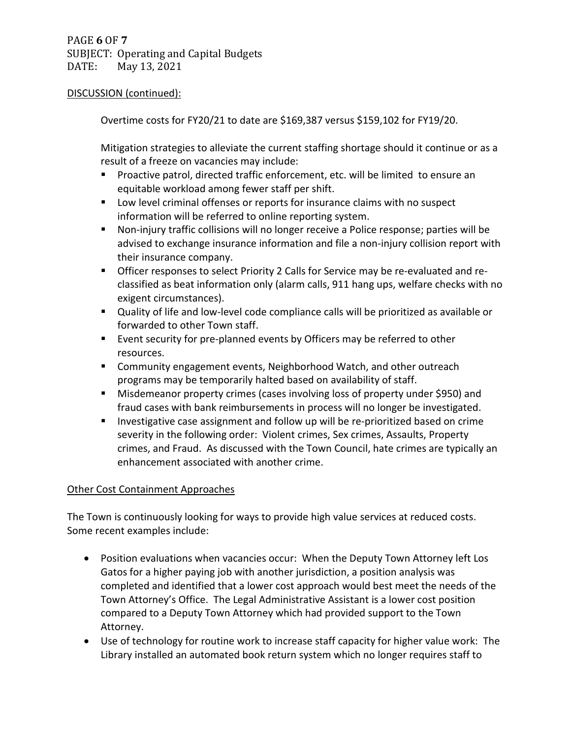DISCUSSION (continued):

Overtime costs for FY20/21 to date are $169,387 versus $159,102 for FY19/20.

Mitigation strategies to alleviate the current staffing shortage should it continue or as a result of a freeze on vacancies may include:

- Proactive patrol, directed traffic enforcement, etc. will be limited to ensure an equitable workload among fewer staff per shift.
- Low level criminal offenses or reports for insurance claims with no suspect information will be referred to online reporting system.
- Non-injury traffic collisions will no longer receive a Police response; parties will be advised to exchange insurance information and file a non-injury collision report with their insurance company.
- Officer responses to select Priority 2 Calls for Service may be re-evaluated and re-classified as beat information only (alarm calls, 911 hang ups, welfare checks with no exigent circumstances).
- Quality of life and low-level code compliance calls will be prioritized as available or forwarded to other Town staff.
- Event security for pre-planned events by Officers may be referred to other resources.
- Community engagement events, Neighborhood Watch, and other outreach programs may be temporarily halted based on availability of staff.
- Misdemeanor property crimes (cases involving loss of property under $950) and fraud cases with bank reimbursements in process will no longer be investigated.
- Investigative case assignment and follow up will be re-prioritized based on crime severity in the following order: Violent crimes, Sex crimes, Assaults, Property crimes, and Fraud. As discussed with the Town Council, hate crimes are typically an enhancement associated with another crime.

Other Cost Containment Approaches

The Town is continuously looking for ways to provide high value services at reduced costs. Some recent examples include:

- Position evaluations when vacancies occur: When the Deputy Town Attorney left Los Gatos for a higher paying job with another jurisdiction, a position analysis was completed and identified that a lower cost approach would best meet the needs of the Town Attorney's Office. The Legal Administrative Assistant is a lower cost position compared to a Deputy Town Attorney which had provided support to the Town Attorney.
- Use of technology for routine work to increase staff capacity for higher value work: The Library installed an automated book return system which no longer requires staff to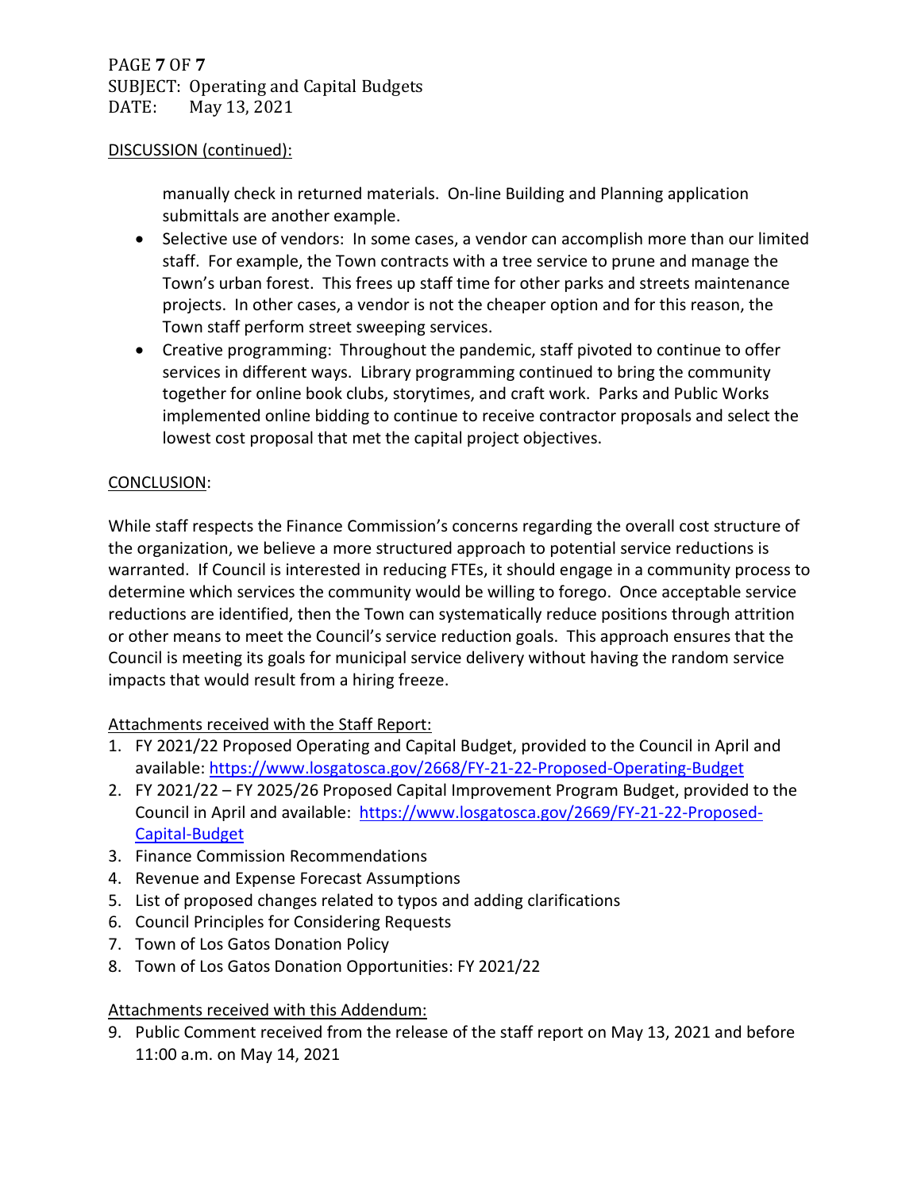DISCUSSION (continued):

manually check in returned materials. On-line Building and Planning application submittals are another example.

- Selective use of vendors: In some cases, a vendor can accomplish more than our limited staff. For example, the Town contracts with a tree service to prune and manage the Town's urban forest. This frees up staff time for other parks and streets maintenance projects. In other cases, a vendor is not the cheaper option and for this reason, the Town staff perform street sweeping services.
- Creative programming: Throughout the pandemic, staff pivoted to continue to offer services in different ways. Library programming continued to bring the community together for online book clubs, storytimes, and craft work. Parks and Public Works implemented online bidding to continue to receive contractor proposals and select the lowest cost proposal that met the capital project objectives.

CONCLUSION:

While staff respects the Finance Commission's concerns regarding the overall cost structure of the organization, we believe a more structured approach to potential service reductions is warranted. If Council is interested in reducing FTEs, it should engage in a community process to determine which services the community would be willing to forego. Once acceptable service reductions are identified, then the Town can systematically reduce positions through attrition or other means to meet the Council's service reduction goals. This approach ensures that the Council is meeting its goals for municipal service delivery without having the random service impacts that would result from a hiring freeze.

Attachments received with the Staff Report:

1. FY 2021/22 Proposed Operating and Capital Budget, provided to the Council in April and available: https://www.losgatosca.gov/2668/FY-21-22-Proposed-Operating-Budget
2. FY 2021/22 – FY 2025/26 Proposed Capital Improvement Program Budget, provided to the Council in April and available: https://www.losgatosca.gov/2669/FY-21-22-Proposed-Capital-Budget
3. Finance Commission Recommendations
4. Revenue and Expense Forecast Assumptions
5. List of proposed changes related to typos and adding clarifications
6. Council Principles for Considering Requests
7. Town of Los Gatos Donation Policy
8. Town of Los Gatos Donation Opportunities: FY 2021/22

Attachments received with this Addendum:

9. Public Comment received from the release of the staff report on May 13, 2021 and before 11:00 a.m. on May 14, 2021